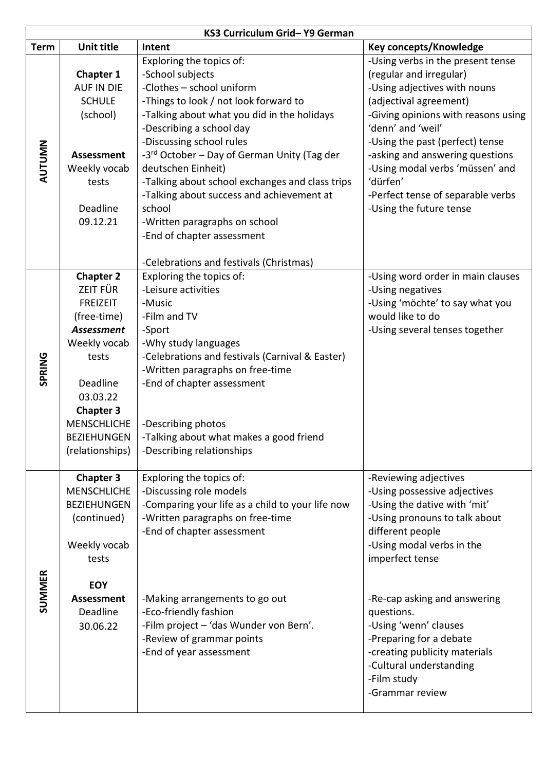# KS3 Curriculum Grid– Y9 German

| Term | Unit title | Intent | Key concepts/Knowledge |
| --- | --- | --- | --- |
| AUTUMN | **Chapter 1** AUF IN DIE SCHULE (school)<br><br>**Assessment** Weekly vocab tests<br><br>Deadline 09.12.21 | Exploring the topics of:<br>-School subjects<br>-Clothes – school uniform<br>-Things to look / not look forward to<br>-Talking about what you did in the holidays<br>-Describing a school day<br>-Discussing school rules<br>-3rd October – Day of German Unity (Tag der deutschen Einheit)<br>-Talking about school exchanges and class trips<br>-Talking about success and achievement at school<br>-Written paragraphs on school<br>-End of chapter assessment<br><br>-Celebrations and festivals (Christmas) | -Using verbs in the present tense (regular and irregular)<br>-Using adjectives with nouns (adjectival agreement)<br>-Giving opinions with reasons using 'denn' and 'weil'<br>-Using the past (perfect) tense<br>-asking and answering questions<br>-Using modal verbs 'müssen' and 'dürfen'<br>-Perfect tense of separable verbs<br>-Using the future tense |
| SPRING | **Chapter 2** ZEIT FÜR FREIZEIT (free-time)<br>***Assessment*** Weekly vocab tests<br><br>Deadline 03.03.22<br>**Chapter 3** MENSCHLICHE BEZIEHUNGEN (relationships) | Exploring the topics of:<br>-Leisure activities<br>-Music<br>-Film and TV<br>-Sport<br>-Why study languages<br>-Celebrations and festivals (Carnival & Easter)<br>-Written paragraphs on free-time<br>-End of chapter assessment<br><br>-Describing photos<br>-Talking about what makes a good friend<br>-Describing relationships | -Using word order in main clauses<br>-Using negatives<br>-Using 'möchte' to say what you would like to do<br>-Using several tenses together |
| SUMMER | **Chapter 3** MENSCHLICHE BEZIEHUNGEN (continued)<br><br>Weekly vocab tests<br><br>**EOY Assessment** Deadline 30.06.22 | Exploring the topics of:<br>-Discussing role models<br>-Comparing your life as a child to your life now<br>-Written paragraphs on free-time<br>-End of chapter assessment<br><br>-Making arrangements to go out<br>-Eco-friendly fashion<br>-Film project – 'das Wunder von Bern'.<br>-Review of grammar points<br>-End of year assessment | -Reviewing adjectives<br>-Using possessive adjectives<br>-Using the dative with 'mit'<br>-Using pronouns to talk about different people<br>-Using modal verbs in the imperfect tense<br><br>-Re-cap asking and answering questions.<br>-Using 'wenn' clauses<br>-Preparing for a debate<br>-creating publicity materials<br>-Cultural understanding<br>-Film study<br>-Grammar review |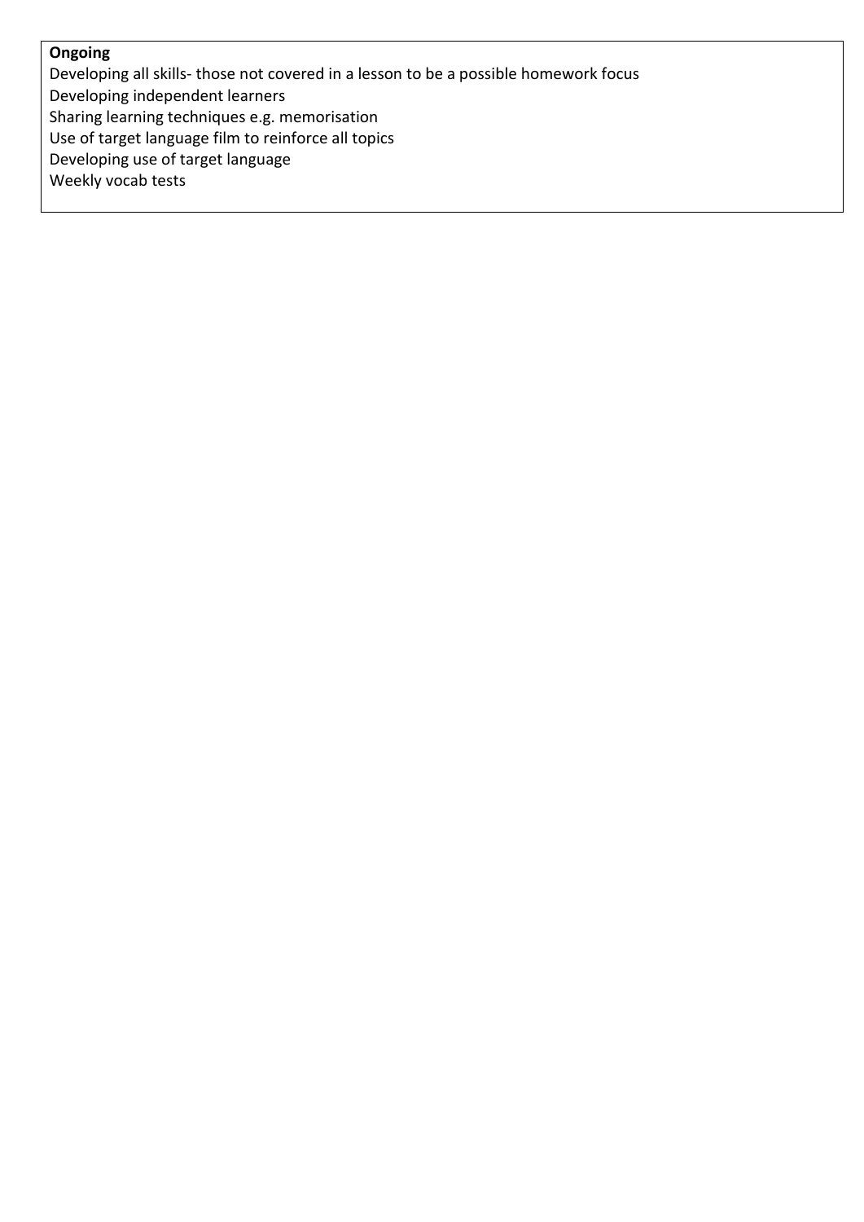**Ongoing**

Developing all skills- those not covered in a lesson to be a possible homework focus
Developing independent learners
Sharing learning techniques e.g. memorisation
Use of target language film to reinforce all topics
Developing use of target language
Weekly vocab tests